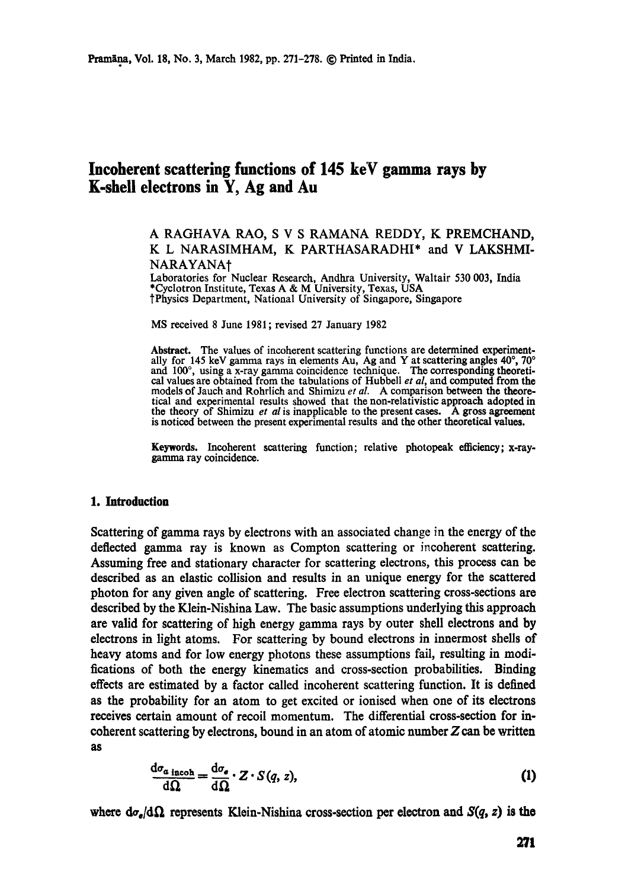# Incoherent scattering functions of 145 keV gamma rays by K-shell electrons in Y, Ag and Au

A RAGHAVA RAO, S V S RAMANA REDDY, K PREMCHAND, K L NARASIMHAM, K PARTHASARADHI* and V LAKSHMI-NARAYANA†

Laboratories for Nuclear Research, Andhra University, Waltair 530 003, India
*Cyclotron Institute, Texas A & M University, Texas, USA
†Physics Department, National University of Singapore, Singapore

MS received 8 June 1981; revised 27 January 1982

**Abstract.** The values of incoherent scattering functions are determined experimentally for 145 keV gamma rays in elements Au, Ag and Y at scattering angles 40°, 70° and 100°, using a x-ray gamma coincidence technique. The corresponding theoretical values are obtained from the tabulations of Hubbell *et al*, and computed from the models of Jauch and Rohrlich and Shimizu *et al*. A comparison between the theoretical and experimental results showed that the non-relativistic approach adopted in the theory of Shimizu *et al* is inapplicable to the present cases. A gross agreement is noticed between the present experimental results and the other theoretical values.

**Keywords.** Incoherent scattering function; relative photopeak efficiency; x-ray-gamma ray coincidence.

## 1. Introduction

Scattering of gamma rays by electrons with an associated change in the energy of the deflected gamma ray is known as Compton scattering or incoherent scattering. Assuming free and stationary character for scattering electrons, this process can be described as an elastic collision and results in an unique energy for the scattered photon for any given angle of scattering. Free electron scattering cross-sections are described by the Klein-Nishina Law. The basic assumptions underlying this approach are valid for scattering of high energy gamma rays by outer shell electrons and by electrons in light atoms. For scattering by bound electrons in innermost shells of heavy atoms and for low energy photons these assumptions fail, resulting in modifications of both the energy kinematics and cross-section probabilities. Binding effects are estimated by a factor called incoherent scattering function. It is defined as the probability for an atom to get excited or ionised when one of its electrons receives certain amount of recoil momentum. The differential cross-section for incoherent scattering by electrons, bound in an atom of atomic number $Z$ can be written as

$$\frac{d\sigma_{a\ \text{incoh}}}{d\Omega} = \frac{d\sigma_e}{d\Omega} \cdot Z \cdot S(q, z), \tag{1}$$

where $d\sigma_e/d\Omega$ represents Klein-Nishina cross-section per electron and $S(q, z)$ is the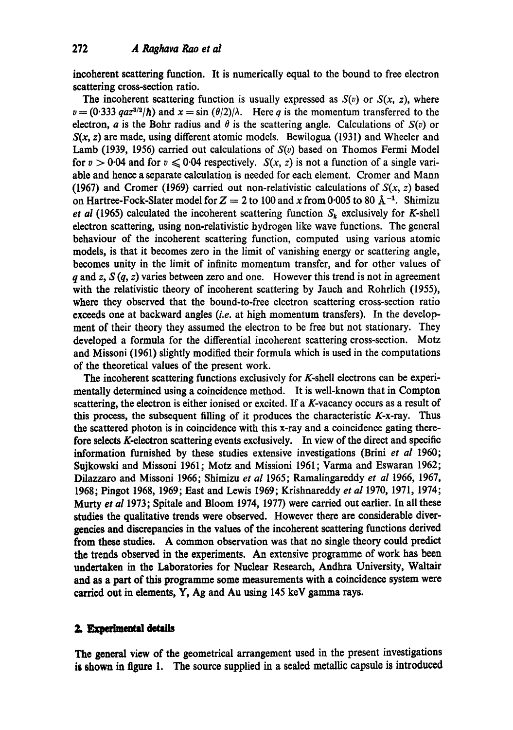incoherent scattering function. It is numerically equal to the bound to free electron scattering cross-section ratio.

The incoherent scattering function is usually expressed as $S(v)$ or $S(x, z)$, where $v = (0{\cdot}333\, qaz^{3/2}/\hbar)$ and $x = \sin(\theta/2)/\lambda$. Here $q$ is the momentum transferred to the electron, $a$ is the Bohr radius and $\theta$ is the scattering angle. Calculations of $S(v)$ or $S(x, z)$ are made, using different atomic models. Bewilogua (1931) and Wheeler and Lamb (1939, 1956) carried out calculations of $S(v)$ based on Thomos Fermi Model for $v > 0{\cdot}04$ and for $v \leqslant 0{\cdot}04$ respectively. $S(x, z)$ is not a function of a single variable and hence a separate calculation is needed for each element. Cromer and Mann (1967) and Cromer (1969) carried out non-relativistic calculations of $S(x, z)$ based on Hartree-Fock-Slater model for $Z = 2$ to 100 and $x$ from 0·005 to 80 $\text{Å}^{-1}$. Shimizu *et al* (1965) calculated the incoherent scattering function $S_k$ exclusively for *K*-shell electron scattering, using non-relativistic hydrogen like wave functions. The general behaviour of the incoherent scattering function, computed using various atomic models, is that it becomes zero in the limit of vanishing energy or scattering angle, becomes unity in the limit of infinite momentum transfer, and for other values of $q$ and $z$, $S(q, z)$ varies between zero and one. However this trend is not in agreement with the relativistic theory of incoherent scattering by Jauch and Rohrlich (1955), where they observed that the bound-to-free electron scattering cross-section ratio exceeds one at backward angles (*i.e.* at high momentum transfers). In the development of their theory they assumed the electron to be free but not stationary. They developed a formula for the differential incoherent scattering cross-section. Motz and Missoni (1961) slightly modified their formula which is used in the computations of the theoretical values of the present work.

The incoherent scattering functions exclusively for *K*-shell electrons can be experimentally determined using a coincidence method. It is well-known that in Compton scattering, the electron is either ionised or excited. If a *K*-vacancy occurs as a result of this process, the subsequent filling of it produces the characteristic *K*-x-ray. Thus the scattered photon is in coincidence with this x-ray and a coincidence gating therefore selects *K*-electron scattering events exclusively. In view of the direct and specific information furnished by these studies extensive investigations (Brini *et al* 1960; Sujkowski and Missoni 1961; Motz and Missoni 1961; Varma and Eswaran 1962; Dilazzaro and Missoni 1966; Shimizu *et al* 1965; Ramalingareddy *et al* 1966, 1967, 1968; Pingot 1968, 1969; East and Lewis 1969; Krishnareddy *et al* 1970, 1971, 1974; Murty *et al* 1973; Spitale and Bloom 1974, 1977) were carried out earlier. In all these studies the qualitative trends were observed. However there are considerable divergencies and discrepancies in the values of the incoherent scattering functions derived from these studies. A common observation was that no single theory could predict the trends observed in the experiments. An extensive programme of work has been undertaken in the Laboratories for Nuclear Research, Andhra University, Waltair and as a part of this programme some measurements with a coincidence system were carried out in elements, Y, Ag and Au using 145 keV gamma rays.

## 2. Experimental details

The general view of the geometrical arrangement used in the present investigations is shown in figure 1. The source supplied in a sealed metallic capsule is introduced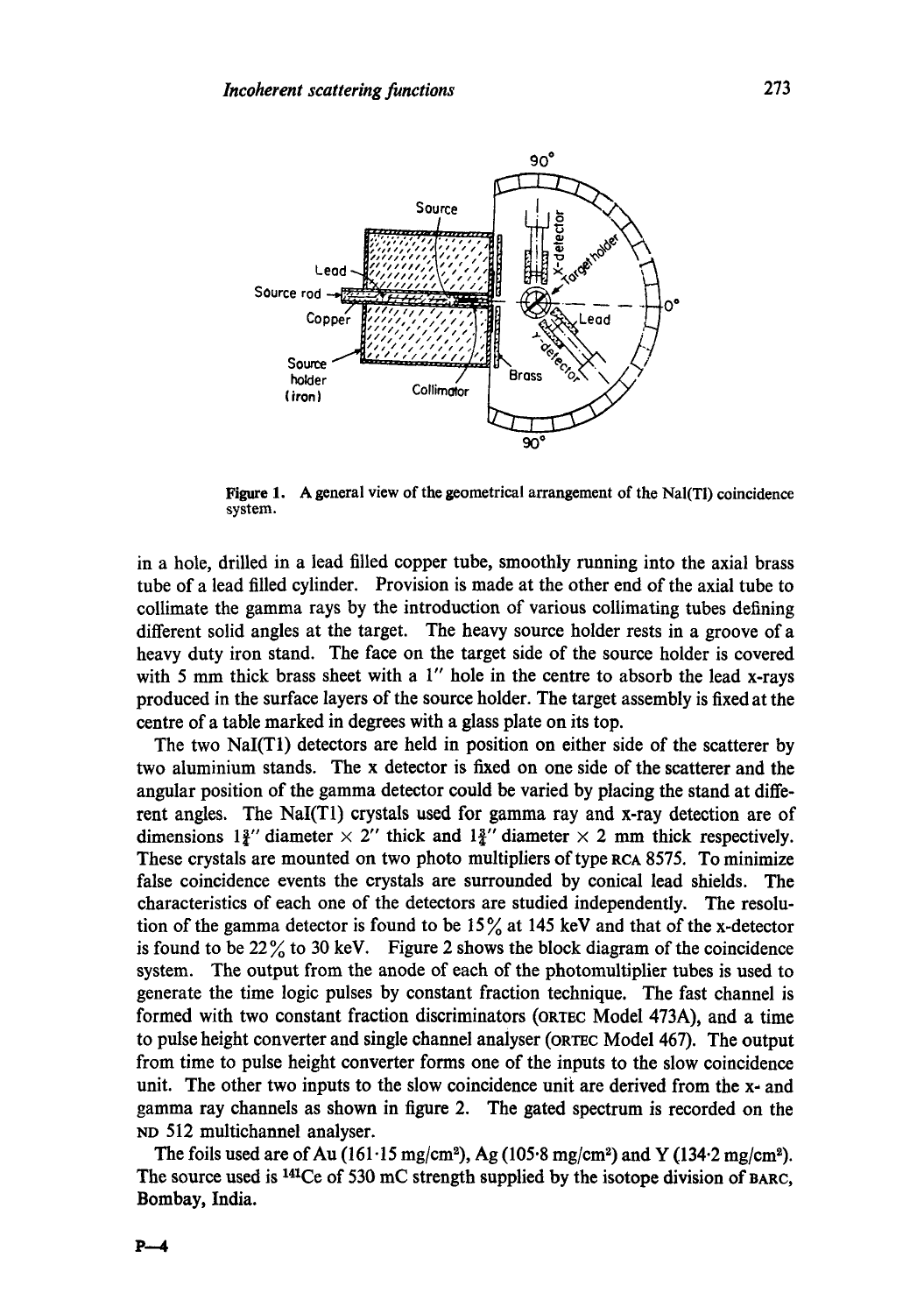Figure 1. A general view of the geometrical arrangement of the NaI(Tl) coincidence system.

in a hole, drilled in a lead filled copper tube, smoothly running into the axial brass tube of a lead filled cylinder. Provision is made at the other end of the axial tube to collimate the gamma rays by the introduction of various collimating tubes defining different solid angles at the target. The heavy source holder rests in a groove of a heavy duty iron stand. The face on the target side of the source holder is covered with 5 mm thick brass sheet with a 1" hole in the centre to absorb the lead x-rays produced in the surface layers of the source holder. The target assembly is fixed at the centre of a table marked in degrees with a glass plate on its top.

The two NaI(Tl) detectors are held in position on either side of the scatterer by two aluminium stands. The x detector is fixed on one side of the scatterer and the angular position of the gamma detector could be varied by placing the stand at different angles. The NaI(Tl) crystals used for gamma ray and x-ray detection are of dimensions $1\frac{3}{4}$" diameter × 2" thick and $1\frac{3}{4}$" diameter × 2 mm thick respectively. These crystals are mounted on two photo multipliers of type RCA 8575. To minimize false coincidence events the crystals are surrounded by conical lead shields. The characteristics of each one of the detectors are studied independently. The resolution of the gamma detector is found to be 15% at 145 keV and that of the x-detector is found to be 22% to 30 keV. Figure 2 shows the block diagram of the coincidence system. The output from the anode of each of the photomultiplier tubes is used to generate the time logic pulses by constant fraction technique. The fast channel is formed with two constant fraction discriminators (ORTEC Model 473A), and a time to pulse height converter and single channel analyser (ORTEC Model 467). The output from time to pulse height converter forms one of the inputs to the slow coincidence unit. The other two inputs to the slow coincidence unit are derived from the x- and gamma ray channels as shown in figure 2. The gated spectrum is recorded on the ND 512 multichannel analyser.

The foils used are of Au (161·15 mg/cm$^2$), Ag (105·8 mg/cm$^2$) and Y (134·2 mg/cm$^2$). The source used is $^{141}$Ce of 530 mC strength supplied by the isotope division of BARC, Bombay, India.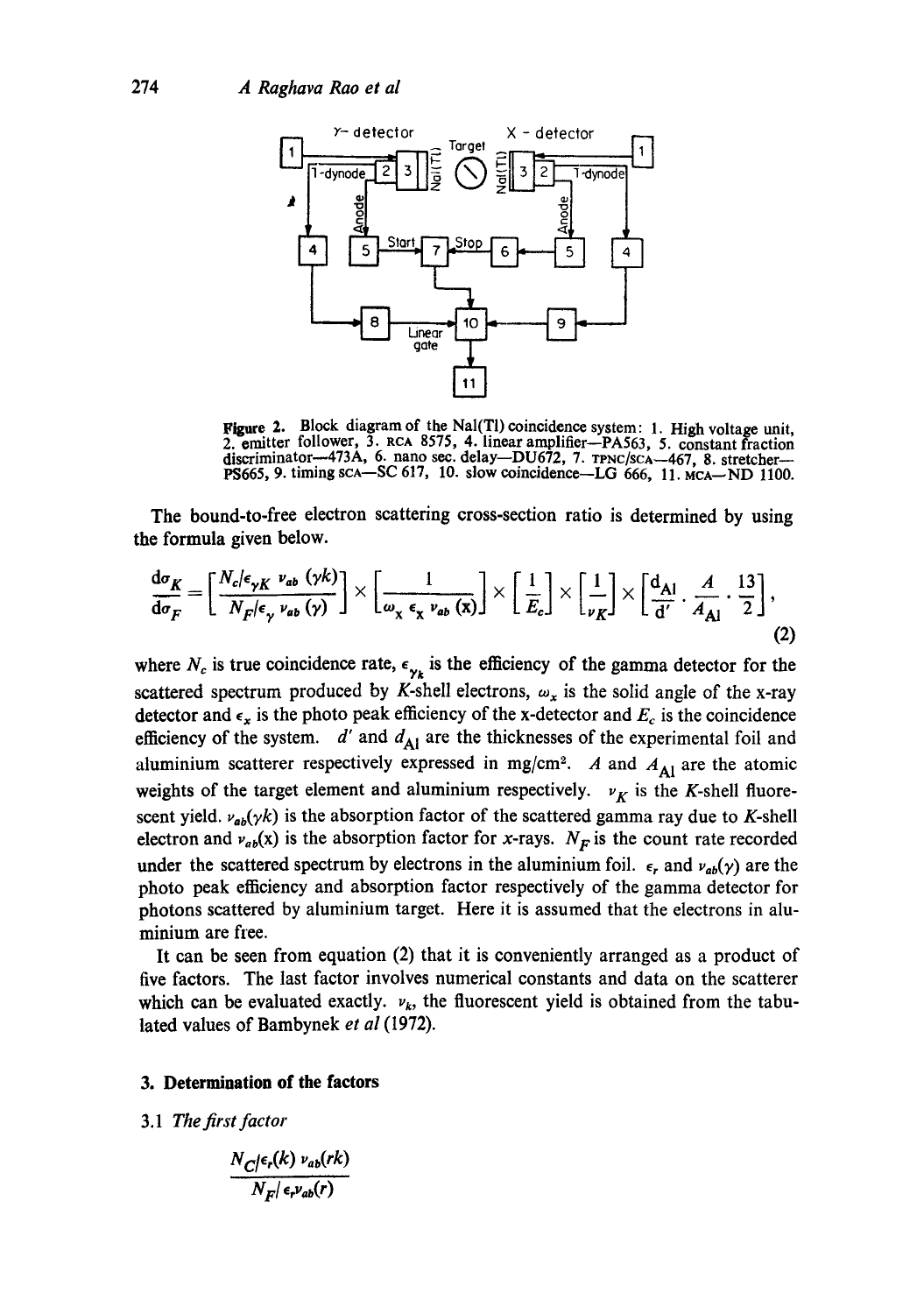Figure 2. Block diagram of the NaI(Tl) coincidence system: 1. High voltage unit, 2. emitter follower, 3. RCA 8575, 4. linear amplifier—PA563, 5. constant fraction discriminator—473A, 6. nano sec. delay—DU672, 7. TPNC/SCA—467, 8. stretcher—PS665, 9. timing SCA—SC 617, 10. slow coincidence—LG 666, 11. MCA—ND 1100.

The bound-to-free electron scattering cross-section ratio is determined by using the formula given below.

$$\frac{d\sigma_K}{d\sigma_F} = \left[\frac{N_c/\epsilon_{\gamma K}\ \nu_{ab}\ (\gamma k)}{N_F/\epsilon_\gamma\ \nu_{ab}\ (\gamma)}\right] \times \left[\frac{1}{\omega_x\ \epsilon_x\ \nu_{ab}\ (\mathrm{x})}\right] \times \left[\frac{1}{E_c}\right] \times \left[\frac{1}{\nu_K}\right] \times \left[\frac{d_{\mathrm{Al}}}{d'} \cdot \frac{A}{A_{\mathrm{Al}}} \cdot \frac{13}{2}\right], \tag{2}$$

where $N_c$ is true coincidence rate, $\epsilon_{\gamma_k}$ is the efficiency of the gamma detector for the scattered spectrum produced by $K$-shell electrons, $\omega_x$ is the solid angle of the x-ray detector and $\epsilon_x$ is the photo peak efficiency of the x-detector and $E_c$ is the coincidence efficiency of the system. $d'$ and $d_{\mathrm{Al}}$ are the thicknesses of the experimental foil and aluminium scatterer respectively expressed in mg/cm$^2$. $A$ and $A_{\mathrm{Al}}$ are the atomic weights of the target element and aluminium respectively. $\nu_K$ is the $K$-shell fluorescent yield. $\nu_{ab}(\gamma k)$ is the absorption factor of the scattered gamma ray due to $K$-shell electron and $\nu_{ab}(\mathrm{x})$ is the absorption factor for $x$-rays. $N_F$ is the count rate recorded under the scattered spectrum by electrons in the aluminium foil. $\epsilon_r$ and $\nu_{ab}(\gamma)$ are the photo peak efficiency and absorption factor respectively of the gamma detector for photons scattered by aluminium target. Here it is assumed that the electrons in aluminium are free.

It can be seen from equation (2) that it is conveniently arranged as a product of five factors. The last factor involves numerical constants and data on the scatterer which can be evaluated exactly. $\nu_k$, the fluorescent yield is obtained from the tabulated values of Bambynek *et al* (1972).

## 3. Determination of the factors

### 3.1 *The first factor*

$$\frac{N_C/\epsilon_r(k)\ \nu_{ab}(rk)}{N_F/\ \epsilon_r \nu_{ab}(r)}$$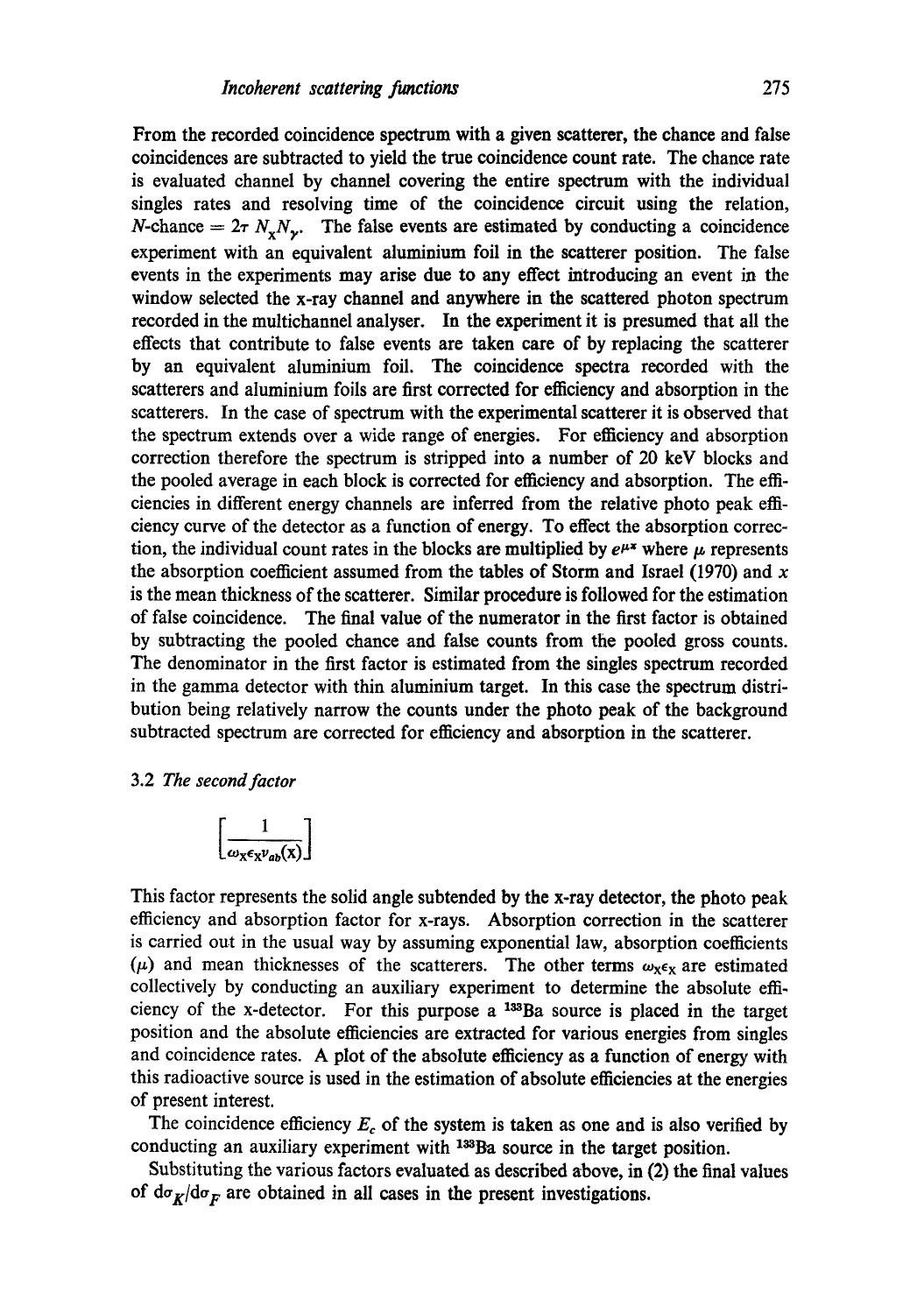From the recorded coincidence spectrum with a given scatterer, the chance and false coincidences are subtracted to yield the true coincidence count rate. The chance rate is evaluated channel by channel covering the entire spectrum with the individual singles rates and resolving time of the coincidence circuit using the relation, $N$-chance $= 2\tau\, N_X N_\gamma$. The false events are estimated by conducting a coincidence experiment with an equivalent aluminium foil in the scatterer position. The false events in the experiments may arise due to any effect introducing an event in the window selected the x-ray channel and anywhere in the scattered photon spectrum recorded in the multichannel analyser. In the experiment it is presumed that all the effects that contribute to false events are taken care of by replacing the scatterer by an equivalent aluminium foil. The coincidence spectra recorded with the scatterers and aluminium foils are first corrected for efficiency and absorption in the scatterers. In the case of spectrum with the experimental scatterer it is observed that the spectrum extends over a wide range of energies. For efficiency and absorption correction therefore the spectrum is stripped into a number of 20 keV blocks and the pooled average in each block is corrected for efficiency and absorption. The efficiencies in different energy channels are inferred from the relative photo peak efficiency curve of the detector as a function of energy. To effect the absorption correction, the individual count rates in the blocks are multiplied by $e^{\mu x}$ where $\mu$ represents the absorption coefficient assumed from the tables of Storm and Israel (1970) and $x$ is the mean thickness of the scatterer. Similar procedure is followed for the estimation of false coincidence. The final value of the numerator in the first factor is obtained by subtracting the pooled chance and false counts from the pooled gross counts. The denominator in the first factor is estimated from the singles spectrum recorded in the gamma detector with thin aluminium target. In this case the spectrum distribution being relatively narrow the counts under the photo peak of the background subtracted spectrum are corrected for efficiency and absorption in the scatterer.

### 3.2 *The second factor*

$$\left[\frac{1}{\omega_X \epsilon_X \nu_{ab}(X)}\right]$$

This factor represents the solid angle subtended by the x-ray detector, the photo peak efficiency and absorption factor for x-rays. Absorption correction in the scatterer is carried out in the usual way by assuming exponential law, absorption coefficients ($\mu$) and mean thicknesses of the scatterers. The other terms $\omega_X \epsilon_X$ are estimated collectively by conducting an auxiliary experiment to determine the absolute efficiency of the x-detector. For this purpose a $^{133}$Ba source is placed in the target position and the absolute efficiencies are extracted for various energies from singles and coincidence rates. A plot of the absolute efficiency as a function of energy with this radioactive source is used in the estimation of absolute efficiencies at the energies of present interest.

The coincidence efficiency $E_c$ of the system is taken as one and is also verified by conducting an auxiliary experiment with $^{133}$Ba source in the target position.

Substituting the various factors evaluated as described above, in (2) the final values of $d\sigma_K/d\sigma_F$ are obtained in all cases in the present investigations.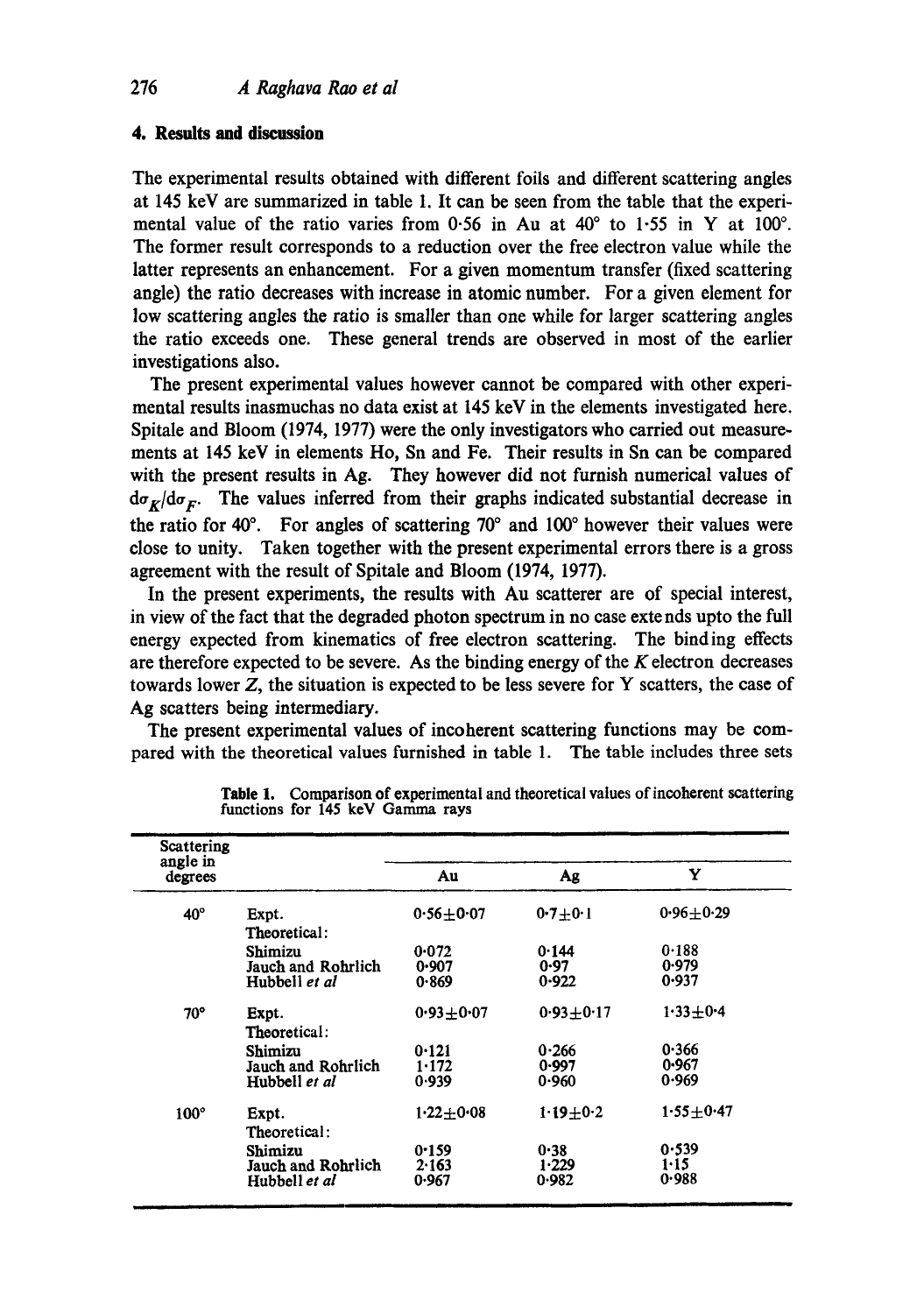## 4. Results and discussion

The experimental results obtained with different foils and different scattering angles at 145 keV are summarized in table 1. It can be seen from the table that the experimental value of the ratio varies from 0·56 in Au at 40° to 1·55 in Y at 100°. The former result corresponds to a reduction over the free electron value while the latter represents an enhancement. For a given momentum transfer (fixed scattering angle) the ratio decreases with increase in atomic number. For a given element for low scattering angles the ratio is smaller than one while for larger scattering angles the ratio exceeds one. These general trends are observed in most of the earlier investigations also.

The present experimental values however cannot be compared with other experimental results inasmuchas no data exist at 145 keV in the elements investigated here. Spitale and Bloom (1974, 1977) were the only investigators who carried out measurements at 145 keV in elements Ho, Sn and Fe. Their results in Sn can be compared with the present results in Ag. They however did not furnish numerical values of $d\sigma_K/d\sigma_F$. The values inferred from their graphs indicated substantial decrease in the ratio for 40°. For angles of scattering 70° and 100° however their values were close to unity. Taken together with the present experimental errors there is a gross agreement with the result of Spitale and Bloom (1974, 1977).

In the present experiments, the results with Au scatterer are of special interest, in view of the fact that the degraded photon spectrum in no case extends upto the full energy expected from kinematics of free electron scattering. The binding effects are therefore expected to be severe. As the binding energy of the $K$ electron decreases towards lower $Z$, the situation is expected to be less severe for Y scatters, the case of Ag scatters being intermediary.

The present experimental values of incoherent scattering functions may be compared with the theoretical values furnished in table 1. The table includes three sets

**Table 1.** Comparison of experimental and theoretical values of incoherent scattering functions for 145 keV Gamma rays

| Scattering angle in degrees | | Au | Ag | Y |
|---|---|---|---|---|
| 40° | Expt. | 0·56±0·07 | 0·7±0·1 | 0·96±0·29 |
| | Theoretical: | | | |
| | Shimizu | 0·072 | 0·144 | 0·188 |
| | Jauch and Rohrlich | 0·907 | 0·97 | 0·979 |
| | Hubbell *et al* | 0·869 | 0·922 | 0·937 |
| 70° | Expt. | 0·93±0·07 | 0·93±0·17 | 1·33±0·4 |
| | Theoretical: | | | |
| | Shimizu | 0·121 | 0·266 | 0·366 |
| | Jauch and Rohrlich | 1·172 | 0·997 | 0·967 |
| | Hubbell *et al* | 0·939 | 0·960 | 0·969 |
| 100° | Expt. | 1·22±0·08 | 1·19±0·2 | 1·55±0·47 |
| | Theoretical: | | | |
| | Shimizu | 0·159 | 0·38 | 0·539 |
| | Jauch and Rohrlich | 2·163 | 1·229 | 1·15 |
| | Hubbell *et al* | 0·967 | 0·982 | 0·988 |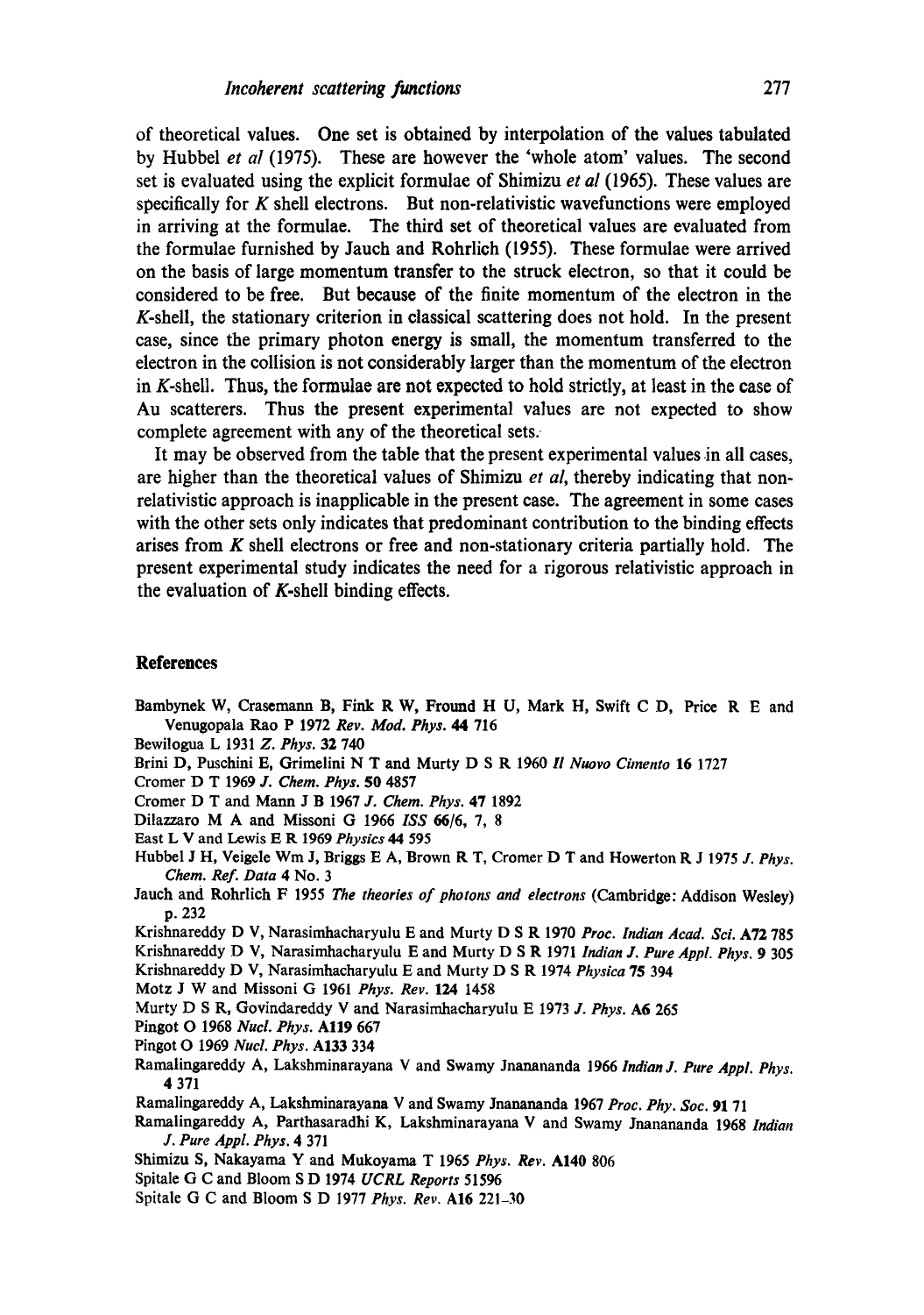of theoretical values. One set is obtained by interpolation of the values tabulated by Hubbel *et al* (1975). These are however the 'whole atom' values. The second set is evaluated using the explicit formulae of Shimizu *et al* (1965). These values are specifically for $K$ shell electrons. But non-relativistic wavefunctions were employed in arriving at the formulae. The third set of theoretical values are evaluated from the formulae furnished by Jauch and Rohrlich (1955). These formulae were arrived on the basis of large momentum transfer to the struck electron, so that it could be considered to be free. But because of the finite momentum of the electron in the $K$-shell, the stationary criterion in classical scattering does not hold. In the present case, since the primary photon energy is small, the momentum transferred to the electron in the collision is not considerably larger than the momentum of the electron in $K$-shell. Thus, the formulae are not expected to hold strictly, at least in the case of Au scatterers. Thus the present experimental values are not expected to show complete agreement with any of the theoretical sets.

It may be observed from the table that the present experimental values in all cases, are higher than the theoretical values of Shimizu *et al*, thereby indicating that non-relativistic approach is inapplicable in the present case. The agreement in some cases with the other sets only indicates that predominant contribution to the binding effects arises from $K$ shell electrons or free and non-stationary criteria partially hold. The present experimental study indicates the need for a rigorous relativistic approach in the evaluation of $K$-shell binding effects.

## References

Bambynek W, Crasemann B, Fink R W, Fround H U, Mark H, Swift C D, Price R E and Venugopala Rao P 1972 *Rev. Mod. Phys.* **44** 716

Bewilogua L 1931 *Z. Phys.* **32** 740

Brini D, Puschini E, Grimelini N T and Murty D S R 1960 *Il Nuovo Cimento* **16** 1727

Cromer D T 1969 *J. Chem. Phys.* **50** 4857

Cromer D T and Mann J B 1967 *J. Chem. Phys.* **47** 1892

Dilazzaro M A and Missoni G 1966 *ISS* **66/6**, 7, 8

East L V and Lewis E R 1969 *Physics* **44** 595

Hubbel J H, Veigele Wm J, Briggs E A, Brown R T, Cromer D T and Howerton R J 1975 *J. Phys. Chem. Ref. Data* **4** No. 3

Jauch and Rohrlich F 1955 *The theories of photons and electrons* (Cambridge: Addison Wesley) p. 232

Krishnareddy D V, Narasimhacharyulu E and Murty D S R 1970 *Proc. Indian Acad. Sci.* **A72** 785

Krishnareddy D V, Narasimhacharyulu E and Murty D S R 1971 *Indian J. Pure Appl. Phys.* **9** 305

Krishnareddy D V, Narasimhacharyulu E and Murty D S R 1974 *Physica* **75** 394

Motz J W and Missoni G 1961 *Phys. Rev.* **124** 1458

Murty D S R, Govindareddy V and Narasimhacharyulu E 1973 *J. Phys.* **A6** 265

Pingot O 1968 *Nucl. Phys.* **A119** 667

Pingot O 1969 *Nucl. Phys.* **A133** 334

Ramalingareddy A, Lakshminarayana V and Swamy Jnanananda 1966 *Indian J. Pure Appl. Phys.* **4** 371

Ramalingareddy A, Lakshminarayana V and Swamy Jnanananda 1967 *Proc. Phy. Soc.* **91** 71

Ramalingareddy A, Parthasaradhi K, Lakshminarayana V and Swamy Jnanananda 1968 *Indian J. Pure Appl. Phys.* **4** 371

Shimizu S, Nakayama Y and Mukoyama T 1965 *Phys. Rev.* **A140** 806

Spitale G C and Bloom S D 1974 *UCRL Reports* 51596

Spitale G C and Bloom S D 1977 *Phys. Rev.* **A16** 221–30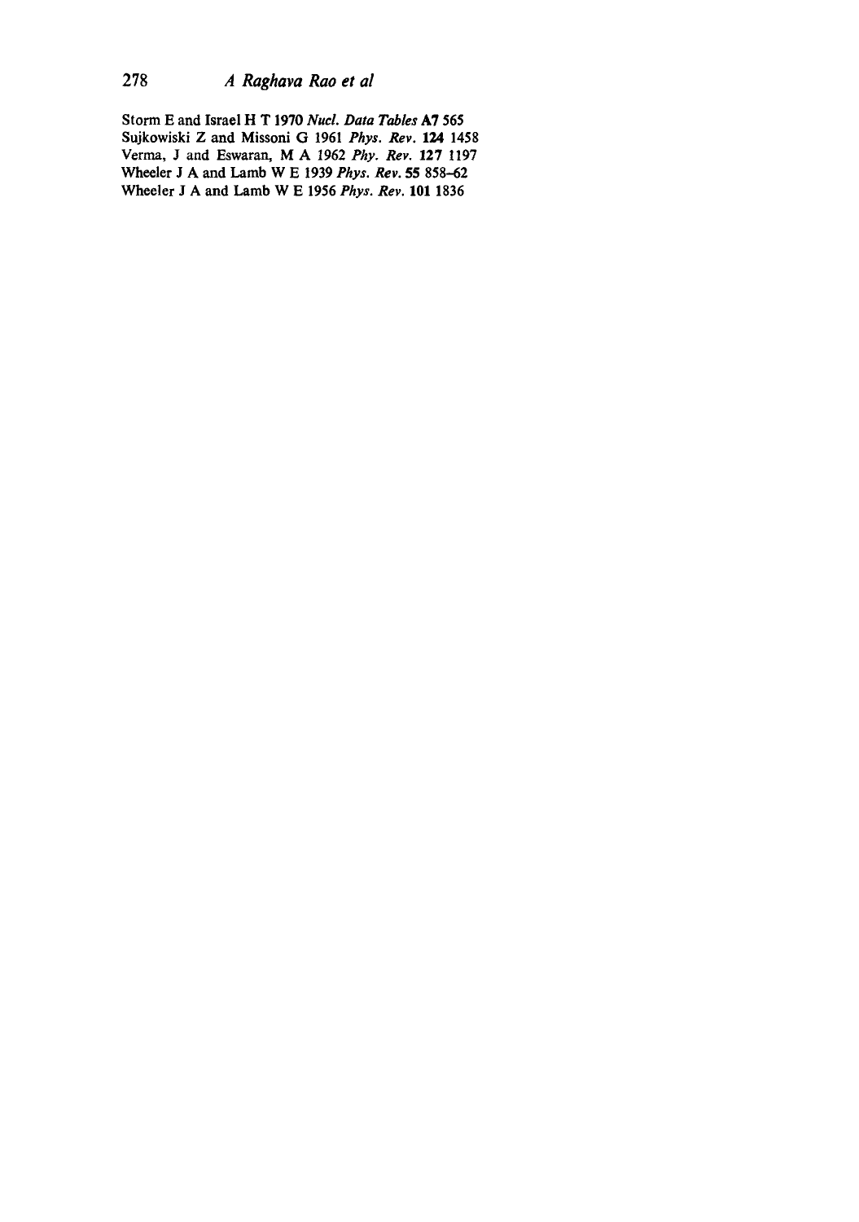Storm E and Israel H T 1970 *Nucl. Data Tables* **A7** 565
Sujkowiski Z and Missoni G 1961 *Phys. Rev.* **124** 1458
Verma, J and Eswaran, M A 1962 *Phy. Rev.* **127** 1197
Wheeler J A and Lamb W E 1939 *Phys. Rev.* **55** 858–62
Wheeler J A and Lamb W E 1956 *Phys. Rev.* **101** 1836